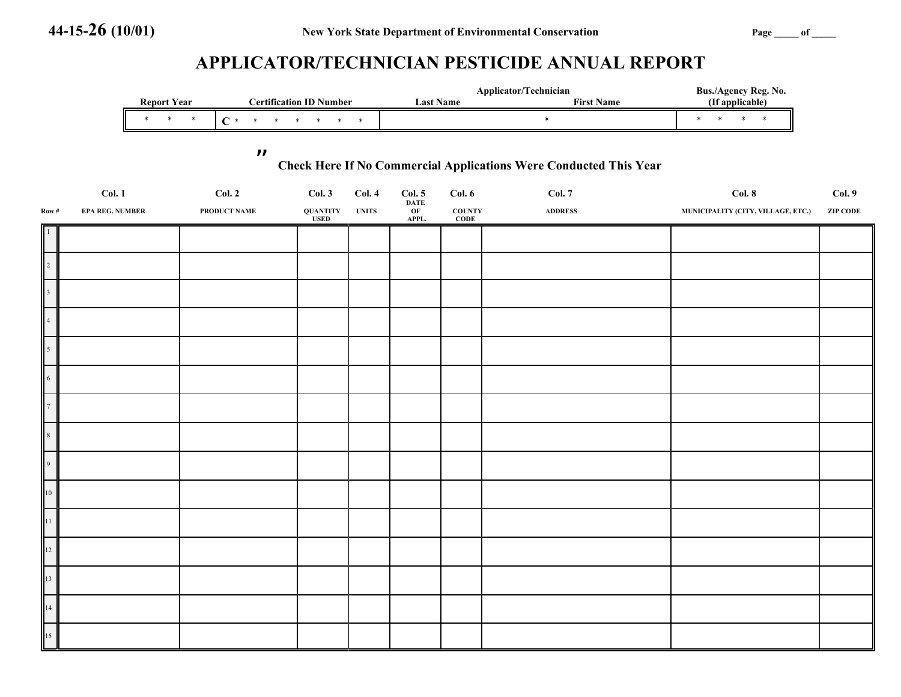44-15-26 (10/01) New York State Department of Environmental Conservation

Page _____ of _____

# APPLICATOR/TECHNICIAN PESTICIDE ANNUAL REPORT

| Report Year | Certification ID Number | Applicator/Technician Last Name | Applicator/Technician First Name | Bus./Agency Reg. No. (If applicable) |
|---|---|---|---|---|
| * * * | C * * * * * * * | | * | * * * * |

" Check Here If No Commercial Applications Were Conducted This Year

| Row # | Col. 1 EPA REG. NUMBER | Col. 2 PRODUCT NAME | Col. 3 QUANTITY USED | Col. 4 UNITS | Col. 5 DATE OF APPL. | Col. 6 COUNTY CODE | Col. 7 ADDRESS | Col. 8 MUNICIPALITY (CITY, VILLAGE, ETC.) | Col. 9 ZIP CODE |
|---|---|---|---|---|---|---|---|---|---|
| 1 | | | | | | | | | |
| 2 | | | | | | | | | |
| 3 | | | | | | | | | |
| 4 | | | | | | | | | |
| 5 | | | | | | | | | |
| 6 | | | | | | | | | |
| 7 | | | | | | | | | |
| 8 | | | | | | | | | |
| 9 | | | | | | | | | |
| 10 | | | | | | | | | |
| 11 | | | | | | | | | |
| 12 | | | | | | | | | |
| 13 | | | | | | | | | |
| 14 | | | | | | | | | |
| 15 | | | | | | | | | |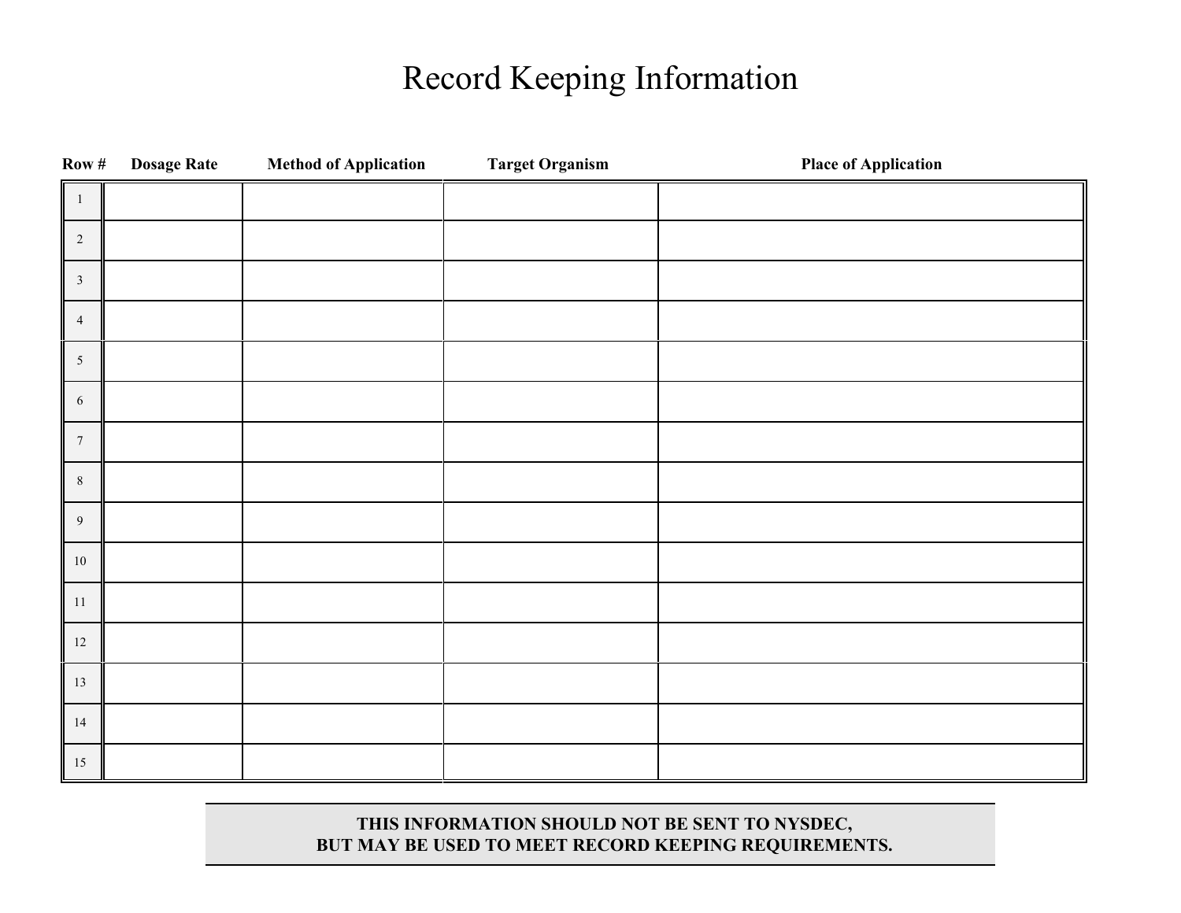# Record Keeping Information

| Row # | Dosage Rate | Method of Application | Target Organism | Place of Application |
|---|---|---|---|---|
| 1 | | | | |
| 2 | | | | |
| 3 | | | | |
| 4 | | | | |
| 5 | | | | |
| 6 | | | | |
| 7 | | | | |
| 8 | | | | |
| 9 | | | | |
| 10 | | | | |
| 11 | | | | |
| 12 | | | | |
| 13 | | | | |
| 14 | | | | |
| 15 | | | | |

**THIS INFORMATION SHOULD NOT BE SENT TO NYSDEC, BUT MAY BE USED TO MEET RECORD KEEPING REQUIREMENTS.**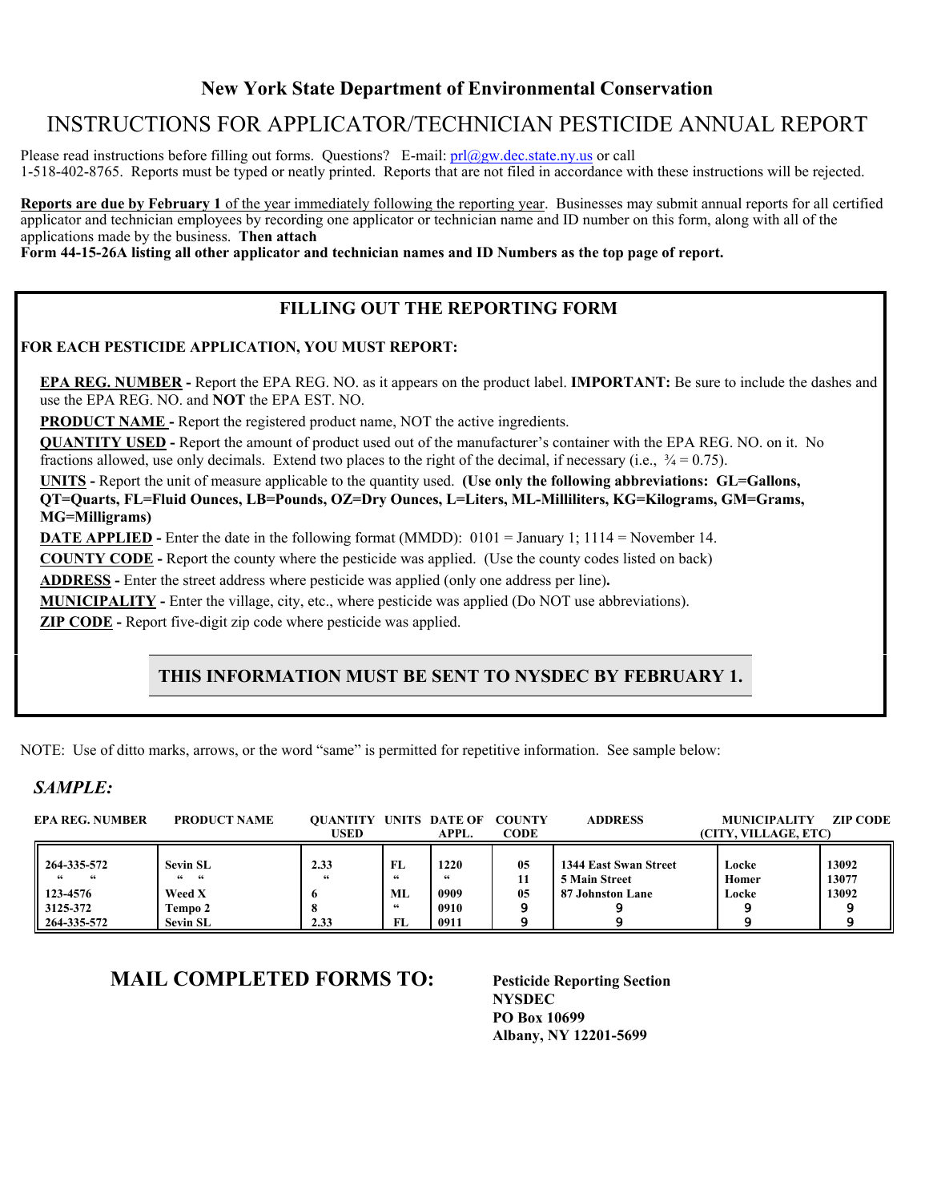## New York State Department of Environmental Conservation

# INSTRUCTIONS FOR APPLICATOR/TECHNICIAN PESTICIDE ANNUAL REPORT

Please read instructions before filling out forms. Questions? E-mail: prl@gw.dec.state.ny.us or call 1-518-402-8765. Reports must be typed or neatly printed. Reports that are not filed in accordance with these instructions will be rejected.

**Reports are due by February 1** of the year immediately following the reporting year. Businesses may submit annual reports for all certified applicator and technician employees by recording one applicator or technician name and ID number on this form, along with all of the applications made by the business. **Then attach Form 44-15-26A listing all other applicator and technician names and ID Numbers as the top page of report.**

## FILLING OUT THE REPORTING FORM

**FOR EACH PESTICIDE APPLICATION, YOU MUST REPORT:**

**EPA REG. NUMBER -** Report the EPA REG. NO. as it appears on the product label. **IMPORTANT:** Be sure to include the dashes and use the EPA REG. NO. and **NOT** the EPA EST. NO.

**PRODUCT NAME -** Report the registered product name, NOT the active ingredients.

**QUANTITY USED -** Report the amount of product used out of the manufacturer's container with the EPA REG. NO. on it. No fractions allowed, use only decimals. Extend two places to the right of the decimal, if necessary (i.e., ¾ = 0.75).

**UNITS -** Report the unit of measure applicable to the quantity used. **(Use only the following abbreviations: GL=Gallons, QT=Quarts, FL=Fluid Ounces, LB=Pounds, OZ=Dry Ounces, L=Liters, ML-Milliliters, KG=Kilograms, GM=Grams, MG=Milligrams)**

**DATE APPLIED -** Enter the date in the following format (MMDD): 0101 = January 1; 1114 = November 14.

**COUNTY CODE -** Report the county where the pesticide was applied. (Use the county codes listed on back)

**ADDRESS -** Enter the street address where pesticide was applied (only one address per line)**.**

**MUNICIPALITY -** Enter the village, city, etc., where pesticide was applied (Do NOT use abbreviations).

**ZIP CODE -** Report five-digit zip code where pesticide was applied.

**THIS INFORMATION MUST BE SENT TO NYSDEC BY FEBRUARY 1.**

NOTE: Use of ditto marks, arrows, or the word "same" is permitted for repetitive information. See sample below:

***SAMPLE:***

| EPA REG. NUMBER | PRODUCT NAME | QUANTITY USED | UNITS | DATE OF APPL. | COUNTY CODE | ADDRESS | MUNICIPALITY (CITY, VILLAGE, ETC) | ZIP CODE |
|---|---|---|---|---|---|---|---|---|
| 264-335-572 | Sevin SL | 2.33 | FL | 1220 | 05 | 1344 East Swan Street | Locke | 13092 |
| " " | " " | " | " | " | 11 | 5 Main Street | Homer | 13077 |
| 123-4576 | Weed X | 6 | ML | 0909 | 05 | 87 Johnston Lane | Locke | 13092 |
| 3125-372 | Tempo 2 | 8 | " | 0910 | ↓ | ↓ | ↓ | ↓ |
| 264-335-572 | Sevin SL | 2.33 | FL | 0911 | ↓ | ↓ | ↓ | ↓ |

## MAIL COMPLETED FORMS TO:

**Pesticide Reporting Section**
**NYSDEC**
**PO Box 10699**
**Albany, NY 12201-5699**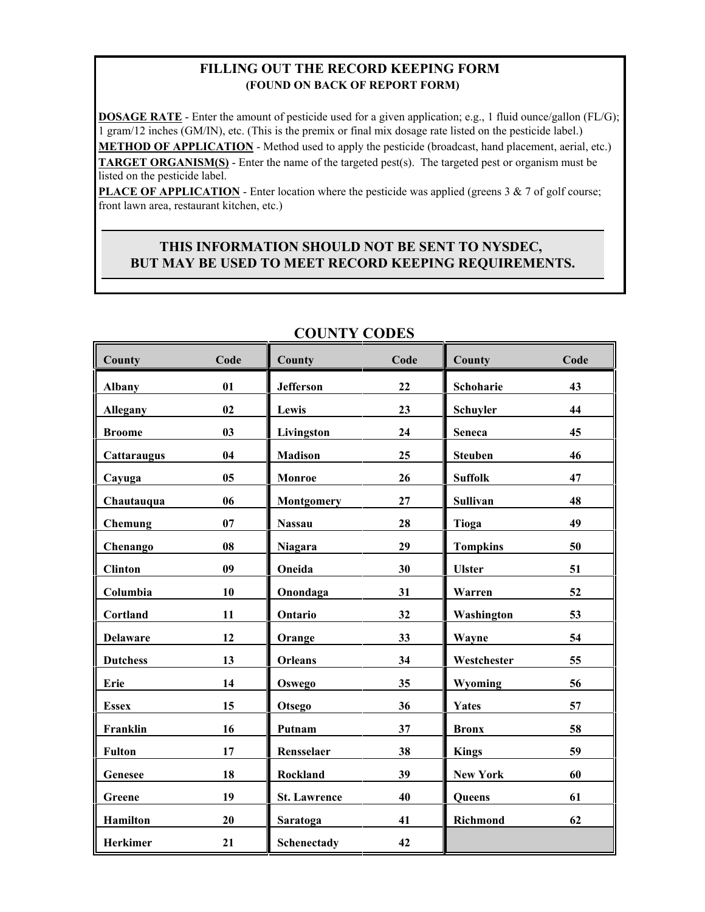## FILLING OUT THE RECORD KEEPING FORM
**(FOUND ON BACK OF REPORT FORM)**

**DOSAGE RATE** - Enter the amount of pesticide used for a given application; e.g., 1 fluid ounce/gallon (FL/G); 1 gram/12 inches (GM/IN), etc. (This is the premix or final mix dosage rate listed on the pesticide label.)

**METHOD OF APPLICATION** - Method used to apply the pesticide (broadcast, hand placement, aerial, etc.)

**TARGET ORGANISM(S)** - Enter the name of the targeted pest(s). The targeted pest or organism must be listed on the pesticide label.

**PLACE OF APPLICATION** - Enter location where the pesticide was applied (greens 3 & 7 of golf course; front lawn area, restaurant kitchen, etc.)

**THIS INFORMATION SHOULD NOT BE SENT TO NYSDEC, BUT MAY BE USED TO MEET RECORD KEEPING REQUIREMENTS.**

## COUNTY CODES

| County | Code | County | Code | County | Code |
|---|---|---|---|---|---|
| Albany | 01 | Jefferson | 22 | Schoharie | 43 |
| Allegany | 02 | Lewis | 23 | Schuyler | 44 |
| Broome | 03 | Livingston | 24 | Seneca | 45 |
| Cattaraugus | 04 | Madison | 25 | Steuben | 46 |
| Cayuga | 05 | Monroe | 26 | Suffolk | 47 |
| Chautauqua | 06 | Montgomery | 27 | Sullivan | 48 |
| Chemung | 07 | Nassau | 28 | Tioga | 49 |
| Chenango | 08 | Niagara | 29 | Tompkins | 50 |
| Clinton | 09 | Oneida | 30 | Ulster | 51 |
| Columbia | 10 | Onondaga | 31 | Warren | 52 |
| Cortland | 11 | Ontario | 32 | Washington | 53 |
| Delaware | 12 | Orange | 33 | Wayne | 54 |
| Dutchess | 13 | Orleans | 34 | Westchester | 55 |
| Erie | 14 | Oswego | 35 | Wyoming | 56 |
| Essex | 15 | Otsego | 36 | Yates | 57 |
| Franklin | 16 | Putnam | 37 | Bronx | 58 |
| Fulton | 17 | Rensselaer | 38 | Kings | 59 |
| Genesee | 18 | Rockland | 39 | New York | 60 |
| Greene | 19 | St. Lawrence | 40 | Queens | 61 |
| Hamilton | 20 | Saratoga | 41 | Richmond | 62 |
| Herkimer | 21 | Schenectady | 42 | | |